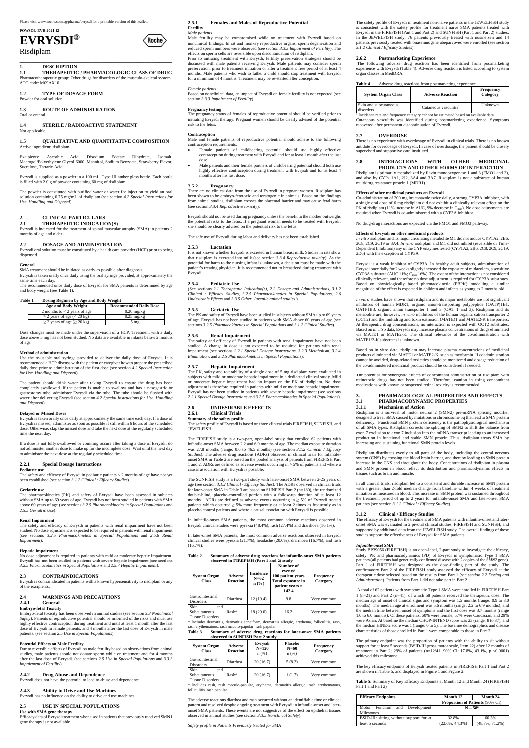Please visit www.roche.com.sg/pharma/evrysdi for a printable version of this leaflet.

**POWSOL-EVR-2021 12**

# EVRYSDI®

Risdiplam

## 1. DESCRIPTION

### 1.1 THERAPEUTIC / PHARMACOLOGIC CLASS OF DRUG

Pharmacotherapeutic group: Other drugs for disorders of the musculo-skeletal system
ATC code: M09AX10

### 1.2 TYPE OF DOSAGE FORM

Powder for oral solution

### 1.3 ROUTE OF ADMINISTRATION

Oral or enteral

### 1.4 STERILE / RADIOACTIVE STATEMENT

Not applicable

### 1.5 QUALITATIVE AND QUANTITATIVE COMPOSITION

Active ingredient: risdiplam

Excipients: Ascorbic Acid, Disodium Edetate Dihydrate, Isomalt, Macrogol/Polyethylene Glycol 6000, Mannitol, Sodium Benzoate, Strawberry Flavor, Sucralose, Tartaric Acid

Evrysdi is supplied as a powder in a 100 mL, Type III amber glass bottle. Each bottle is filled with 2.0 g of powder containing 60 mg of risdiplam.

The powder is constituted with purified water or water for injection to yield an oral solution containing 0.75 mg/mL of risdiplam (see section *4.2 Special Instructions for Use, Handling and Disposal*).

## 2. CLINICAL PARTICULARS

### 2.1 THERAPEUTIC INDICATION(S)

Evrysdi is indicated for the treatment of spinal muscular atrophy (SMA) in patients 2 months of age and older.

### 2.2 DOSAGE AND ADMINISTRATION

Evrysdi oral solution must be constituted by a health care provider (HCP) prior to being dispensed.

**General**

SMA treatment should be initiated as early as possible after diagnosis.

Evrysdi is taken orally once daily using the oral syringe provided, at approximately the same time each day.

The recommended once daily dose of Evrysdi for SMA patients is determined by age and body weight (see Table 1).

**Table 1 Dosing Regimen by Age and Body Weight**

| Age and Body Weight | Recommended Daily Dose |
|---|---|
| 2 months to < 2 years of age | 0.20 mg/kg |
| ≥ 2 years of age (< 20 kg) | 0.25 mg/kg |
| ≥ 2 years of age (≥ 20 kg) | 5 mg |

Dose changes must be made under the supervision of a HCP. Treatment with a daily dose above 5 mg has not been studied. No data are available in infants below 2 months of age.

**Method of administration**

Use the re-usable oral syringe provided to deliver the daily dose of Evrysdi. It is recommended a HCP discuss with the patient or caregiver how to prepare the prescribed daily dose prior to administration of the first dose (see section *4.2 Special Instruction for Use, Handling and Disposal*).

The patient should drink water after taking Evrysdi to ensure the drug has been completely swallowed. If the patient is unable to swallow and has a nasogastric or gastrostomy tube, administer Evrysdi via the tube. The tube should be flushed with water after delivering Evrysdi (see section *4.2 Special Instructions for Use, Handling and Disposal*).

**Delayed or Missed Doses**

Evrysdi is taken orally once daily at approximately the same time each day. If a dose of Evrysdi is missed, administer as soon as possible if still within 6 hours of the scheduled dose. Otherwise, skip the missed dose and take the next dose at the regularly scheduled time the next day.

If a dose is not fully swallowed or vomiting occurs after taking a dose of Evrysdi, do not administer another dose to make up for the incomplete dose. Wait until the next day to administer the next dose at the regularly scheduled time.

#### 2.2.1 Special Dosage Instructions

**Pediatric use**

The safety and efficacy of Evrysdi in pediatric patients < 2 months of age have not yet been established (see section *3.1.2 Clinical / Efficacy Studies*).

**Geriatric use**

The pharmacokinetics (PK) and safety of Evrysdi have been assessed in subjects without SMA up to 69 years of age. Evrysdi has not been studied in patients with SMA above 60 years of age (see sections *3.2.5 Pharmacokinetics in Special Populations* and *2.5.5 Geriatric Use*).

**Renal Impairment**

The safety and efficacy of Evrysdi in patients with renal impairment have not been studied. No dose adjustment is expected to be required in patients with renal impairment (see sections *3.2.5 Pharmacokinetics in Special Populations* and *2.5.6 Renal Impairment*).

**Hepatic Impairment**

No dose adjustment is required in patients with mild or moderate hepatic impairment. Evrysdi has not been studied in patients with severe hepatic impairment (see sections *3.2.5 Pharmacokinetics in Special Populations* and *2.5.7 Hepatic Impairment*).

### 2.3 CONTRAINDICATIONS

Evrysdi is contraindicated in patients with a known hypersensitivity to risdiplam or any of the excipients.

### 2.4 WARNINGS AND PRECAUTIONS

#### 2.4.1 General

**Embryo-fetal Toxicity**

Embryo-fetal toxicity has been observed in animal studies (see section *3.3 Nonclinical Safety*). Patients of reproductive potential should be informed of the risks and must use highly effective contraception during treatment and until at least 1 month after the last dose of Evrysdi in female patients, and 4 months after the last dose of Evrysdi in male patients. (see section *2.5 Use in Special Populations*).

**Potential Effects on Male Fertility**

Due to reversible effects of Evrysdi on male fertility based on observations from animal studies, male patients should not donate sperm while on treatment and for 4 months after the last dose of Evrysdi. (see sections *2.5 Use in Special Populations* and *3.3.3 Impairment of Fertility*).

#### 2.4.2 Drug Abuse and Dependence

Evrysdi does not have the potential to lead to abuse and dependence.

#### 2.4.3 Ability to Drive and Use Machines

Evrysdi has no influence on the ability to drive and use machines.

### 2.5 USE IN SPECIAL POPULATIONS

**Use with SMA gene therapy**

Efficacy data of Evrysdi treatment when used in patients that previously received SMN1 gene therapy is not available.

#### 2.5.1 Females and Males of Reproductive Potential

**Fertility**

*Male patients*

Male fertility may be compromised while on treatment with Evrysdi based on nonclinical findings. In rat and monkey reproductive organs, sperm degeneration and reduced sperm numbers were observed (see *section 3.3.3 Impairment of Fertility*). The effects on sperm cells are reversible upon discontinuation of risdiplam.

Prior to initiating treatment with Evrysdi, fertility preservation strategies should be discussed with male patients receiving Evrysdi. Male patients may consider sperm preservation, prior to treatment initiation or after a treatment free period of at least 4 months. Male patients who wish to father a child should stop treatment with Evrysdi for a minimum of 4 months. Treatment may be re-started after conception.

*Female patients*

Based on nonclinical data, an impact of Evrysdi on female fertility is not expected (see section *3.3.3 Impairment of Fertility*).

**Pregnancy testing**

The pregnancy status of females of reproductive potential should be verified prior to initiating Evrysdi therapy. Pregnant women should be clearly advised of the potential risk to the fetus.

**Contraception**

Male and female patients of reproductive potential should adhere to the following contraception requirements:

- Female patients of childbearing potential should use highly effective contraception during treatment with Evrysdi and for at least 1 month after the last dose.
- Male patients and their female partners of childbearing potential should both use highly effective contraception during treatment with Evrysdi and for at least 4 months after his last dose.

#### 2.5.2 Pregnancy

There are no clinical data from the use of Evrysdi in pregnant women. Risdiplam has been shown to be embryo-fetotoxic and teratogenic in animals. Based on the findings from animal studies, risdiplam crosses the placental barrier and may cause fetal harm (see section *3.3.4 Reproductive toxicity*).

Evrysdi should not be used during pregnancy unless the benefit to the mother outweighs the potential risks to the fetus. If a pregnant woman needs to be treated with Evrysdi, she should be clearly advised on the potential risk to the fetus.

The safe use of Evrysdi during labor and delivery has not been established.

#### 2.5.3 Lactation

It is not known whether Evrysdi is excreted in human breast milk. Studies in rats show that risdiplam is excreted into milk (see section *3.3.4 Reproductive toxicity*). As the potential for harm to the nursing infant is unknown, a decision must be made with the patient's treating physician. It is recommended not to breastfeed during treatment with Evrysdi.

#### 2.5.4 Pediatric Use

(See sections *2.1 Therapeutic Indication(s), 2.2 Dosage and Administrations, 3.1.2 Clinical / Efficacy Studies, 3.2.5 Pharmacokinetics in Special Populations, 2.6 Undesirable Effects* and *3.3.5 Other, Juvenile animal studies*.)

#### 2.5.5 Geriatric Use

The PK and safety of Evrysdi have been studied in subjects without SMA up to 69 years of age. Evrysdi has not been studied in patients with SMA above 60 years of age (see sections *3.2.5 Pharmacokinetics in Special Populations* and *3.1.2 Clinical Studies*).

#### 2.5.6 Renal Impairment

The safety and efficacy of Evrysdi in patients with renal impairment have not been studied. A change in dose is not expected to be required for patients with renal impairment (see sections *2.2.1 Special Dosage Instructions, 3.2.3 Metabolism, 3.2.4 Elimination*, and *3.2.5 Pharmacokinetics in Special Populations*).

#### 2.5.7 Hepatic Impairment

The PK, safety and tolerability of a single dose of 5 mg risdiplam were evaluated in subjects with mild or moderate hepatic impairment in a dedicated clinical study. Mild or moderate hepatic impairment had no impact on the PK of risdiplam. No dose adjustment is therefore required in patients with mild or moderate hepatic impairment. Evrysdi has not been studied in patients with severe hepatic impairment (see sections *2.2.1 Special Dosage Instructions* and *3.2.5 Pharmacokinetics in Special Populations*).

### 2.6 UNDESIRABLE EFFECTS

#### 2.6.1 Clinical Trials

**Summary of the safety profile**

The safety profile of Evrysdi is based on three clinical trials FIREFISH, SUNFISH, and JEWELFISH.

The FIREFISH study is a two-part, open-label study that enrolled 62 patients with infantile-onset SMA between 2.2 and 6.9 months of age. The median exposure duration was 27.8 months (range: 0.6 to 46.5 months) (see section *3.1.2 Clinical / Efficacy Studies*). The adverse drug reactions (ADRs) observed in clinical trials for infantile-onset SMA in Table 2 are based on the pooled analysis of patients from FIREFISH Part 1 and 2. ADRs are defined as adverse events occurring in ≥ 5% of patients and where a causal association with Evrysdi is possible.

The SUNFISH study is a two-part study with later-onset SMA between 2-25 years of age (see section *3.1.2 Clinical / Efficacy Studies*). The ADRs observed in clinical trials for later-onset SMA in Table 3 are based on SUNFISH Part 2 (n=180), the randomized double-blind, placebo-controlled portion with a follow-up duration of at least 12 months. ADRs are defined as adverse events occurring in ≥ 5% of Evrysdi treated patients which occurred ≥ 5% more frequently or at least 2 times as frequently as in placebo control patients and where a causal association with Evrysdi is possible.

In infantile-onset SMA patients, the most common adverse reactions observed in Evrysdi clinical studies were pyrexia (48.4%), rash (27.4%) and diarrhoea (16.1%).

In later-onset SMA patients, the most common adverse reactions observed in Evrysdi clinical studies were pyrexia (21.7%), headache (20.0%), diarrhoea (16.7%), and rash (16.7%).

**Table 2 Summary of adverse drug reactions for infantile-onset SMA patients observed in FIREFISH (Part 1 and 2) study**

| System Organ Class | Adverse Reaction | Incidence N=62 n (%) | Number of events/ 100 patient years Total exposure in patient years = 142.4 | Frequency Category |
|---|---|---|---|---|
| Gastrointestinal Disorders | Diarrhea | 12 (19.4) | 9.8 | Very common |
| Skin and Subcutaneous Tissue Disorders | Rash* | 18 (29.0) | 16.2 | Very common |

\* Includes dermatitis, dermatitis acneiform, dermatitis allergic, erythema, folliculitis, rash, rash erythematous, rash maculo-papular, rash papular

**Table 3 Summary of adverse drug reactions for later-onset SMA patients observed in SUNFISH Part 2 study**

| System Organ Class | Adverse Reaction | Evrysdi N=120 n (%) | Placebo N=60 n (%) | Frequency Category |
|---|---|---|---|---|
| Gastrointestinal Disorders | Diarrhea | 20 (16.7) | 5 (8.3) | Very common |
| Skin and Subcutaneous Tissue Disorders | Rash* | 20 (16.7) | 1 (1.7) | Very common |

\* Includes rash, rash maculo-papular, erythema, dermatitis allergic, rash erythematous, folliculitis, rash papular

The adverse reactions diarrhea and rash occurred without an identifiable time or clinical pattern and resolved despite ongoing treatment with Evrysdi in infantile-onset and later-onset SMA patients. These events are not suggestive of the effect on epithelial tissues observed in animal studies (see section *3.3.5 Nonclinical Safety*).

*Safety profile in Patients Previously treated for SMA*

The safety profile of Evrysdi in treatment non-naive patients in the JEWELFISH study is consistent with the safety profile for treatment naive SMA patients treated with Evrysdi in the FIREFISH (Part 1 and Part 2) and SUNFISH (Part 1 and Part 2) studies. In the JEWELFISH study, 76 patients previously treated with nusinersen and 14 patients previously treated with onasemnogene abeparvovec were enrolled (see section *3.1.2 Clinical / Efficacy Studies*).

#### 2.6.2 Postmarketing Experience

The following adverse drug reaction has been identified from postmarketing experience with Evrysdi (Table 4). Adverse drug reaction is listed according to system organ classes in MedDRA.

**Table 4 Adverse drug reactions from postmarketing experience**

| System Organ Class | Adverse Reaction | Frequency Category |
|---|---|---|
| Skin and subcutaneous disorders | Cutaneous vasculitis[1] | Unknown |

[1] Incidence rate and frequency category cannot be estimated based on available data

Cutaneous vasculitis was identified during postmarketing experience. Symptoms recovered after permanent discontinuation of Evrysdi.

### 2.7 OVERDOSE

There is no experience with overdosage of Evrysdi in clinical trials. There is no known antidote for overdosage of Evrysdi. In case of overdosage, the patient should be closely supervised and supportive care instituted.

### 2.8 INTERACTIONS WITH OTHER MEDICINAL PRODUCTS AND OTHER FORMS OF INTERACTION

Risdiplam is primarily metabolized by flavin monooxygenase 1 and 3 (FMO1 and 3), and also by CYPs 1A1, 2J2, 3A4 and 3A7. Risdiplam is not a substrate of human multidrug resistance protein 1 (MDR1).

**Effects of other medicinal products on Evrysdi**

Co-administration of 200 mg itraconazole twice daily, a strong CYP3A inhibitor, with a single oral dose of 6 mg risdiplam did not exhibit a clinically relevant effect on the PK of risdiplam (11% increase in AUC, 9% decrease in $C_{max}$). No dose adjustments are required when Evrysdi is co-administered with a CYP3A inhibitor.

No drug-drug interactions are expected via the FMO1 and FMO3 pathway.

**Effects of Evrysdi on other medicinal products**

*In vitro* risdiplam and its major circulating metabolite M1 did not induce CYP1A2, 2B6, 2C8, 2C9, 2C19 or 3A4. *In vitro* risdiplam and M1 did not inhibit (reversible or Time-Dependent Inhibition) any of the CYP enzymes tested (CYP1A2, 2B6, 2C8, 2C9, 2C19, 2D6) with the exception of CYP3A.

Evrysdi is a weak inhibitor of CYP3A. In healthy adult subjects, administration of Evrysdi once daily for 2 weeks slightly increased the exposure of midazolam, a sensitive CYP3A substrate (AUC 11%; $C_{max}$ 16%). The extent of the interaction is not considered clinically relevant, and therefore no dose adjustment is required for CYP3A substrates. Based on physiologically based pharmacokinetic (PBPK) modelling a similar magnitude of the effect is expected in children and infants as young as 2 months old.

*In vitro* studies have shown that risdiplam and its major metabolite are not significant inhibitors of human MDR1, organic anion-transporting polypeptide (OATP)1B1, OATP1B3, organic anion transporter 1 and 3 (OAT 1 and 3). Risdiplam and its metabolite are, however, *in vitro* inhibitors of the human organic cation transporter 2 (OCT2) and the multidrug and toxin extrusion (MATE)1 and MATE2-K transporters. At therapeutic drug concentrations, no interaction is expected with OCT2 substrates. Based on *in vitro* data, Evrysdi may increase plasma concentrations of drugs eliminated via MATE1 or MATE2-K. The clinical relevance of the co-administration with MATE1/2-K substrates is unknown.

Based on in vitro data, risdiplam may increase plasma concentrations of medicinal products eliminated via MATE1 or MATE2-K, such as metformin. If coadministration cannot be avoided, drug-related toxicities should be monitored and dosage reduction of the co-administered medicinal product should be considered if needed.

The potential for synergistic effects of concomitant administration of risdiplam with retinotoxic drugs has not been studied. Therefore, caution in using concomitant medications with known or suspected retinal toxicity is recommended.

## 3. PHARMACOLOGICAL PROPERTIES AND EFFECTS

### 3.1 PHARMACODYNAMIC PROPERTIES

#### 3.1.1 Mechanism of Action

Risdiplam is a survival of motor neuron 2 (SMN2) pre-mRNA splicing modifier designed to treat SMA caused by mutations in chromosome 5q that lead to SMN protein deficiency. Functional SMN protein deficiency is the pathophysiological mechanism of all SMA types. Risdiplam corrects the splicing of SMN2 to shift the balance from exon 7 exclusion to exon 7 inclusion into the mRNA transcript leading to an increased production in functional and stable SMN protein. Thus, risdiplam treats SMA by increasing and sustaining functional SMN protein levels.

Risdiplam distributes evenly to all parts of the body, including the central nervous system (CNS) by crossing the blood brain barrier, and thereby leading to SMN protein increase in the CNS and throughout the body. Concentrations of risdiplam in plasma and SMN protein in blood reflect its distribution and pharmacodynamic effects in tissues such as brain and muscle.

In all clinical trials, risdiplam led to a consistent and durable increase in SMN protein with a greater than 2-fold median change from baseline within 4 weeks of treatment initiation as measured in blood. This increase in SMN protein was sustained throughout the treatment period of up to 2 years for infantile-onset SMA and later-onset SMA patients (see section *3.1.2 Clinical / Efficacy Studies*).

#### 3.1.2 Clinical / Efficacy Studies

The efficacy of Evrysdi for the treatment of SMA patients with infantile-onset and later-onset SMA was evaluated in 2 pivotal clinical studies, FIREFISH and SUNFISH, and supported by additional data from the JEWELFISH study. The overall findings of these studies support the effectiveness of Evrysdi for SMA patients.

*Infantile-onset SMA*

Study BP39056 (FIREFISH) is an open-label, 2-part study to investigate the efficacy, safety, PK and pharmacodynamics (PD) of Evrysdi in symptomatic Type 1 SMA patients (all patients had genetically confirmed disease with 2 copies of the *SMN2* gene). Part 1 of FIREFISH was designed as the dose-finding part of the study. The confirmatory Part 2 of the FIREFISH study assessed the efficacy of Evrysdi at the therapeutic dose selected based on the results from Part 1 (see *section 2.2 Dosing and Administration*). Patients from Part 1 did not take part in Part 2.

A total of 62 patients with symptomatic Type 1 SMA were enrolled in FIREFISH Part 1 (n=21) and Part 2 (n=41), of which 58 patients received the therapeutic dose. The median age of onset of clinical signs and symptom was 1.5 months (range: 0.9 to 3.0 months). The median age at enrolment was 5.6 months (range: 2.2 to 6.9 months), and the median time between onset of symptoms and the first dose was 3.7 months (range 1.0 to 6.0 months). Of these patients, 60% were female, 57% were Caucasian, and 29% were Asian. At baseline the median CHOP-INTEND score was 23 (range: 8 to 37), and the median HINE-2 score was 1 (range: 0 to 5). The baseline demographics and disease characteristics of those enrolled in Part 1 were comparable to those in Part 2.

The primary endpoint was the proportion of patients with the ability to sit without support for at least 5 seconds (BSID-III gross motor scale, Item 22) after 12 months of treatment in Part 2; 29% of patients (n=12/41, 90% CI: 17.8%, 43.1%, p <0.0001) achieved this milestone.

The key efficacy endpoints of Evrysdi treated patients in FIREFISH Part 1 and Part 2 are shown in Table 5, and displayed in Figure 1 and Figure 2.

**Table 5:** Summary of Key Efficacy Endpoints at Month 12 and Month 24 (FIREFISH Part 1 and Part 2)

| Efficacy Endpoints | Month 12 | Month 24 |
|---|---|---|
| | Proportion of Patients (90% CI) | |
| Motor Function and Development Milestones | $N = 58^a$ | |
| BSID-III: sitting without support for at least 5 seconds | 32.8% (22.6%, 44.3%) | 60.3% (48.7%, 71.2%) |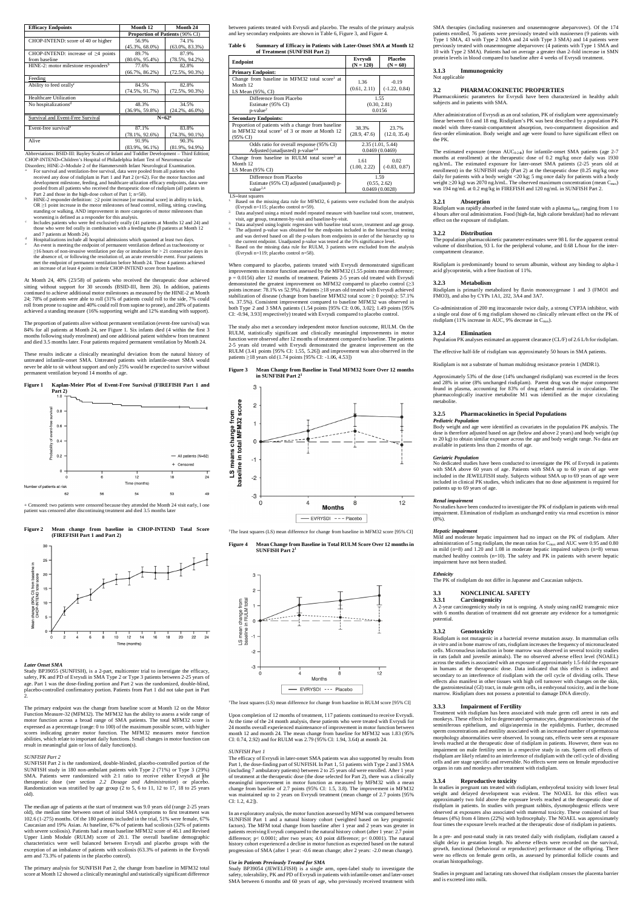| Efficacy Endpoints | Month 12 | Month 24 |
|---|---|---|
| | Proportion of Patients (90% CI) | |
| CHOP-INTEND: score of 40 or higher | 56.9% (45.3%, 68.0%) | 74.1% (63.0%, 83.3%) |
| CHOP-INTEND: increase of ≥4 points from baseline | 89.7% (80.6%, 95.4%) | 87.9% (78.5%, 94.2%) |
| HINE-2: motor milestone responders[b] | 77.6% (66.7%, 86.2%) | 82.8% (72.5%, 90.3%) |
| Feeding | | |
| Ability to feed orally[c] | 84.5% (74.5%, 91.7%) | 82.8% (72.5%, 90.3%) |
| Healthcare Utilization | | |
| No hospitalizations[d] | 48.3% (36.9%, 59.8%) | 34.5% (24.2%, 46.0%) |
| Survival and Event-Free Survival | N=62[a] | |
| Event-free survival[e] | 87.1% (78.1%, 92.6%) | 83.8% (74.3%, 90.1%) |
| Alive | 91.9% (83.9%, 96.1%) | 90.3% (81.9%, 94.9%) |

Abbreviations: BSID-III: Bayley Scales of Infant and Toddler Development – Third Edition; CHOP-INTEND=Children's Hospital of Philadelphia Infant Test of Neuromuscular Disorders; HINE-2=Module 2 of the Hammersmith Infant Neurological Examination.

[a] For survival and ventilation-free survival, data were pooled from all patients who received any dose of risdiplam in Part 1 and Part 2 (n=62). For the motor function and development milestone, feeding, and healthcare utilization efficacy endpoints, data were pooled from all patients who received the therapeutic dose of risdiplam (all patients in Part 2 and those in the high-dose cohort of Part 1; n=58).

[b] HINE-2 responder definition: ≥2 point increase [or maximal score] in ability to kick, OR ≥1 point increase in the motor milestones of head control, rolling, sitting, crawling, standing or walking, AND improvement in more categories of motor milestones than worsening is defined as a responder for this analysis.

[c] Includes patients who were fed exclusively orally (41 patients at Months 12 and 24) and those who were fed orally in combination with a feeding tube (8 patients at Month 12 and 7 patients at Month 24).

[d] Hospitalizations include all hospital admissions which spanned at least two days.

[e] An event is meeting the endpoint of permanent ventilation defined as tracheostomy or ≥16 hours of non-invasive ventilation per day or intubation for > 21 consecutive days in the absence of, or following the resolution of, an acute reversible event. Four patients met the endpoint of permanent ventilation before Month 24. These 4 patients achieved an increase of at least 4 points in their CHOP-INTEND score from baseline.

At Month 24, 40% (23/58) of patients who received the therapeutic dose achieved sitting without support for 30 seconds (BSID-III, Item 26). In addition, patients continued to achieve additional motor milestones as measured by the HINE-2 at Month 24; 78% of patients were able to roll (31% of patients could roll to the side, 7% could roll from prone to supine and 40% could roll from supine to prone), and 28% of patients achieved a standing measure (16% supporting weight and 12% standing with support).

The proportion of patients alive without permanent ventilation (event-free survival) was 84% for all patients at Month 24, see Figure 1. Six infants died (4 within the first 3 months following study enrolment) and one additional patient withdrew from treatment and died 3.5 months later. Four patients required permanent ventilation by Month 24.

These results indicate a clinically meaningful deviation from the natural history of untreated infantile-onset SMA. Untreated patients with infantile-onset SMA would never be able to sit without support and only 25% would be expected to survive without permanent ventilation beyond 14 months of age.

**Figure 1 Kaplan-Meier Plot of Event-Free Survival (FIREFISH Part 1 and Part 2)**

+ Censored: two patients were censored because they attended the Month 24 visit early, 1 one patient was censored after discontinuing treatment and died 3.5 months later

**Figure 2 Mean change from baseline in CHOP-INTEND Total Score (FIREFISH Part 1 and Part 2)**

### *Later Onset SMA*

Study BP39055 (SUNFISH), is a 2-part, multicenter trial to investigate the efficacy, safety, PK and PD of Evrysdi in SMA Type 2 or Type 3 patients between 2-25 years of age. Part 1 was the dose-finding portion and Part 2 was the randomized, double-blind, placebo-controlled confirmatory portion. Patients from Part 1 did not take part in Part 2.

The primary endpoint was the change from baseline score at Month 12 on the Motor Function Measure-32 (MFM32). The MFM32 has the ability to assess a wide range of motor function across a broad range of SMA patients. The total MFM32 score is expressed as a percentage (range: 0 to 100) of the maximum possible score, with higher scores indicating greater motor function. The MFM32 measures motor function abilities, which relate to important daily functions. Small changes in motor function can result in meaningful gain or loss of daily function(s).

*SUNFISH Part 2*

SUNFISH Part 2 is the randomized, double-blind, placebo-controlled portion of the SUNFISH study in 180 non-ambulant patients with Type 2 (71%) or Type 3 (29%) SMA. Patients were randomized with 2:1 ratio to receive either Evrysdi at the therapeutic dose (see section *2.2 Dosage and Administration*) or placebo. Randomization was stratified by age group (2 to 5, 6 to 11, 12 to 17, 18 to 25 years old).

The median age of patients at the start of treatment was 9.0 years old (range 2-25 years old), the median time between onset of initial SMA symptoms to first treatment was 102.6 (1-275) months. Of the 180 patients included in the trial, 51% were female, 67% Caucasian and 19% Asian. At baseline, 67% of patients had scoliosis (32% of patients with severe scoliosis). Patients had a mean baseline MFM32 score of 46.1 and Revised Upper Limb Module (RULM) score of 20.1. The overall baseline demographic characteristics were well balanced between Evrysdi and placebo groups with the exception of an imbalance of patients with scoliosis (63.3% of patients in the Evrysdi arm and 73.3% of patients in the placebo control).

The primary analysis for SUNFISH Part 2, the change from baseline in MFM32 total score at Month 12 showed a clinically meaningful and statistically significant difference between patients treated with Evrysdi and placebo. The results of the primary analysis and key secondary endpoints are shown in Table 6, Figure 3, and Figure 4.

**Table 6 Summary of Efficacy in Patients with Later-Onset SMA at Month 12 of Treatment (SUNFISH Part 2)**

| Endpoint | Evrysdi (N = 120) | Placebo (N = 60) |
|---|---|---|
| **Primary Endpoint:** | | |
| Change from baseline in MFM32 total score[1] at Month 12<br>LS Mean (95%, CI) | 1.36 (0.61, 2.11) | -0.19 (-1.22, 0.84) |
| Difference from Placebo<br>Estimate (95% CI)<br>p-value[2] | 1.55 (0.30, 2.81) 0.0156 | |
| **Secondary Endpoints:** | | |
| Proportion of patients with a change from baseline in MFM32 total score[1] of 3 or more at Month 12 (95% CI) | 38.3% (28.9, 47.6) | 23.7% (12.0, 35.4) |
| Odds ratio for overall response (95% CI)<br>Adjusted (unadjusted) p-value[3,4] | 2.35 (1.01, 5.44) 0.0469 (0.0469) | |
| Change from baseline in RULM total score[5] at Month 12<br>LS Mean (95% CI) | 1.61 (1.00, 2.22) | 0.02 (-0.83, 0.87) |
| Difference from Placebo<br>Estimate (95% CI) adjusted (unadjusted) p-value[2,4] | 1.59 (0.55, 2.62) 0.0469 (0.0028) | |

LS=least squares

1. Based on the missing data rule for MFM32, 6 patients were excluded from the analysis (Evrysdi n=115; placebo control n=59).
2. Data analysed using a mixed model repeated measure with baseline total score, treatment, visit, age group, treatment-by-visit and baseline-by-visit.
3. Data analysed using logistic regression with baseline total score, treatment and age group.
4. The adjusted p-value was obtained for the endpoints included in the hierarchical testing and was derived based on all the p-values from endpoints in order of the hierarchy up to the current endpoint. Unadjusted p-value was tested at the 5% significance level.
5. Based on the missing data rule for RULM, 3 patients were excluded from the analysis (Evrysdi n=119; placebo control n=58).

When compared to placebo, patients treated with Evrysdi demonstrated significant improvements in motor function assessed by the MFM32 (1.55 points mean difference; p = 0.0156) after 12 months of treatment. Patients 2-5 years old treated with Evrysdi demonstrated the greatest improvement on MFM32 compared to placebo control (≥3 points increase: 78.1% vs 52.9%). Patients ≥18 years old treated with Evrysdi achieved stabilization of disease (change from baseline MFM32 total score ≥ 0 point(s): 57.1% vs. 37.5%). Consistent improvement compared to baseline MFM32 was observed in both Type 2 and 3 SMA patients (1.54 points [95% CI: 0.06, 3.02]; 1.49 points [95% CI: -0.94, 3.93] respectively) treated with Evrysdi compared to placebo control.

The study also met a secondary independent motor function outcome, RULM. On the RULM, statistically significant and clinically meaningful improvements in motor function were observed after 12 months of treatment compared to baseline. The patients 2-5 years old treated with Evrysdi demonstrated the greatest improvement on the RULM (3.41 points [95% CI: 1.55, 5.26]) and improvement was also observed in the patients ≥18 years old (1.74 points [95% CI: -1.06, 4.53])

**Figure 3 Mean Change from Baseline in Total MFM32 Score Over 12 months in SUNFISH Part 2[1]**

[1]The least squares (LS) mean difference for change from baseline in MFM32 score [95% CI]

**Figure 4 Mean Change from Baseline in Total RULM Score Over 12 months in SUNFISH Part 2[1]**

[1]The least squares (LS) mean difference for change from baseline in RULM score [95% CI]

Upon completion of 12 months of treatment, 117 patients continued to receive Evrysdi. At the time of the 24 month analysis, these patients who were treated with Evrysdi for 24 months overall experienced maintenance of improvement in motor function between month 12 and month 24. The mean change from baseline for MFM32 was 1.83 (95% CI: 0.74, 2.92) and for RULM was 2.79 (95% CI: 1.94, 3.64) at month 24.

*SUNFISH Part 1*

The efficacy of Evrysdi in later-onset SMA patients was also supported by results from Part 1, the dose-finding part of SUNFISH. In Part 1, 51 patients with Type 2 and 3 SMA (including 7 ambulatory patients) between 2 to 25 years old were enrolled. After 1 year of treatment at the therapeutic dose (the dose selected for Part 2), there was a clinically meaningful improvement in motor function as measured by MFM32 with a mean change from baseline of 2.7 points (95% CI: 1.5, 3.8). The improvement in MFM32 was maintained up to 2 years on Evrysdi treatment (mean change of 2.7 points [95% CI: 1.2, 4.2]).

In an exploratory analysis, the motor function assessed by MFM was compared between SUNFISH Part 1 and a natural history cohort (weighted based on key prognostic factors). The MFM total change from baseline after 1 year and 2 years was greater in patients receiving Evrysdi compared to the natural history cohort (after 1 year: 2.7 point difference; p< 0.0001; after two years; 4.0 point difference; p< 0.0001). The natural history cohort experienced a decline in motor function as expected based on the natural progression of SMA (after 1 year: -0.6 mean change; after 2 years: -2.0 mean change).

*Use in Patients Previously Treated for SMA*

Study BP39054 (JEWELFISH) is a single arm, open-label study to investigate the safety, tolerability, PK and PD of Evrysdi in patients with infantile-onset and later-onset SMA between 6 months and 60 years of age, who previously received treatment with SMA therapies (including nusinersen and onasemnogene abeparvovec). Of the 174 patients enrolled, 76 patients were previously treated with nusinersen (9 patients with Type 1 SMA, 43 with Type 2 SMA and 24 with Type 3 SMA) and 14 patients were previously treated with onasemnogene abeparvovec (4 patients with Type 1 SMA and 10 with Type 2 SMA). Patients had on average a greater than 2-fold increase in SMN protein levels in blood compared to baseline after 4 weeks of Evrysdi treatment.

### 3.1.3 Immunogenicity

Not applicable

## 3.2 PHARMACOKINETIC PROPERTIES

Pharmacokinetic parameters for Evrysdi have been characterized in healthy adult subjects and in patients with SMA.

After administration of Evrysdi as an oral solution, PK of risdiplam were approximately linear between 0.6 and 18 mg. Risdiplam's PK was best described by a population PK model with three-transit-compartment absorption, two-compartment disposition and first-order elimination. Body weight and age were found to have significant effect on the PK.

The estimated exposure (mean $AUC_{0\text{-}24h}$) for infantile-onset SMA patients (age 2-7 months at enrollment) at the therapeutic dose of 0.2 mg/kg once daily was 1930 ng.h/mL. The estimated exposure for later-onset SMA patients (2-25 years old at enrollment) in the SUNFISH study (Part 2) at the therapeutic dose (0.25 mg/kg once daily for patients with a body weight <20 kg; 5 mg once daily for patients with a body weight ≥20 kg) was 2070 ng.h/mL. The observed maximum concentration (mean $C_{max}$) was 194 ng/mL at 0.2 mg/kg in FIREFISH and 120 ng/mL in SUNFISH Part 2.

### 3.2.1 Absorption

Risdiplam was rapidly absorbed in the fasted state with a plasma $t_{max}$ ranging from 1 to 4 hours after oral administration. Food (high-fat, high calorie breakfast) had no relevant effect on the exposure of risdiplam.

### 3.2.2 Distribution

The population pharmacokinetic parameter estimates were 98 L for the apparent central volume of distribution, 93 L for the peripheral volume, and 0.68 L/hour for the inter-compartment clearance.

Risdiplam is predominantly bound to serum albumin, without any binding to alpha-1 acid glycoprotein, with a free fraction of 11%.

### 3.2.3 Metabolism

Risdiplam is primarily metabolized by flavin monooxygenase 1 and 3 (FMO1 and FMO3), and also by CYPs 1A1, 2J2, 3A4 and 3A7.

Co-administration of 200 mg itraconazole twice daily, a strong CYP3A inhibitor, with a single oral dose of 6 mg risdiplam showed no clinically relevant effect on the PK of risdiplam (11% increase in AUC, 9% decrease in $C_{max}$).

### 3.2.4 Elimination

Population PK analyses estimated an apparent clearance (CL/F) of 2.6 L/h for risdiplam.

The effective half-life of risdiplam was approximately 50 hours in SMA patients.

Risdiplam is not a substrate of human multidrug resistance protein 1 (MDR1).

Approximately 53% of the dose (14% unchanged risdiplam) was excreted in the feces and 28% in urine (8% unchanged risdiplam). Parent drug was the major component found in plasma, accounting for 83% of drug related material in circulation. The pharmacologically inactive metabolite M1 was identified as the major circulating metabolite.

### 3.2.5 Pharmacokinetics in Special Populations

*Pediatric Population*

Body weight and age were identified as covariates in the population PK analysis. The dose is therefore adjusted based on age (below and above 2 years) and body weight (up to 20 kg) to obtain similar exposure across the age and body weight range. No data are available in patients less than 2 months of age.

*Geriatric Population*

No dedicated studies have been conducted to investigate the PK of Evrysdi in patients with SMA above 60 years of age. Patients with SMA up to 60 years of age were included in the JEWELFISH study. Subjects without SMA up to 69 years of age were included in clinical PK studies, which indicates that no dose adjustment is required for patients up to 69 years of age.

*Renal impairment*

No studies have been conducted to investigate the PK of risdiplam in patients with renal impairment. Elimination of risdiplam as unchanged entity via renal excretion is minor (8%).

*Hepatic impairment*

Mild and moderate hepatic impairment had no impact on the PK of risdiplam. After administration of 5 mg risdiplam, the mean ratios for $C_{max}$ and AUC were 0.95 and 0.80 in mild (n=8) and 1.20 and 1.08 in moderate hepatic impaired subjects (n=8) versus matched healthy controls (n=10). The safety and PK in patients with severe hepatic impairment have not been studied.

*Ethnicity*

The PK of risdiplam do not differ in Japanese and Caucasian subjects.

## 3.3 NONCLINICAL SAFETY

### 3.3.1 Carcinogenicity

A 2-year carcinogenicity study in rat is ongoing. A study using rasH2 transgenic mice with 6 months duration of treatment did not generate any evidence for a tumorigenic potential.

### 3.3.2 Genotoxicity

Risdiplam is not mutagenic in a bacterial reverse mutation assay. In mammalian cells *in vitro* and in bone marrow of rats, risdiplam increases the frequency of micronucleated cells. Micronucleus induction in bone marrow was observed in several toxicity studies in rats (adult and juvenile animals). The no observed adverse effect level (NOAEL) across the studies is associated with an exposure of approximately 1.5-fold the exposure in humans at the therapeutic dose. Data indicated that this effect is indirect and secondary to an interference of risdiplam with the cell cycle of dividing cells. These effects also manifest in other tissues with high cell turnover with changes on the skin, the gastrointestinal (GI) tract, in male germ cells, in embryonal toxicity, and in the bone marrow. Risdiplam does not possess a potential to damage DNA directly.

### 3.3.3 Impairment of Fertility

Treatment with risdiplam has been associated with male germ cell arrest in rats and monkeys. These effects led to degenerated spermatocytes, degeneration/necrosis of the seminiferous epithelium, and oligo/aspermia in the epididymis. Further, decreased sperm concentrations and motility associated with an increased number of spermatozoa morphology abnormalities were observed. In young rats, effects were seen at exposure levels reached at the therapeutic dose of risdiplam in patients. However, there was no impairment on male fertility seen in a respective study in rats. Sperm cell effects of risdiplam are likely related to an interference of risdiplam with the cell cycle of dividing cells and are stage specific and reversible. No effects were seen on female reproductive organs in rats and monkeys after treatment with risdiplam.

### 3.3.4 Reproductive toxicity

In studies in pregnant rats treated with risdiplam, embryofetal toxicity with lower fetal weight and delayed development was evident. The NOAEL for this effect was approximately two fold above the exposure levels reached at the therapeutic dose of risdiplam in patients. In studies with pregnant rabbits, dysmorphogenic effects were observed at exposures also associated with maternal toxicity. These consisted of four fetuses (4%) from 4 litters (22%) with hydrocephaly. The NOAEL was approximately four times the exposure levels reached at the therapeutic dose of risdiplam in patients.

In a pre- and post-natal study in rats treated daily with risdiplam, risdiplam caused a slight delay in gestation length. No adverse effects were recorded on the survival, growth, functional (behavioral or reproductive) performance of the offspring. There were no effects on female germ cells, as assessed by primordial follicle counts and ovarian histopathology.

Studies in pregnant and lactating rats showed that risdiplam crosses the placenta barrier and is excreted into milk.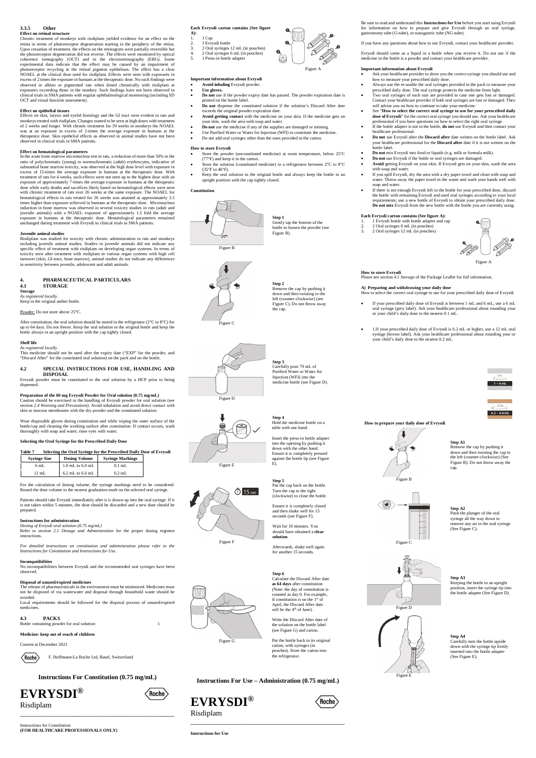### 3.3.5 Other

**Effect on retinal structure**

Chronic treatment of monkeys with risdiplam yielded evidence for an effect on the retina in terms of photoreceptor degeneration starting in the periphery of the retina. Upon cessation of treatment, the effects on the retinogram were partially reversible but the photoreceptor degeneration did not reverse. The effects were monitored by optical coherence tomography (OCT) and in the electroretinography (ERG). Some experimental data indicate that the effect may be caused by an impairment of photoreceptor recycling in the retinal pigment epithelium. The effect has a clear NOAEL at the clinical dose used for risdiplam. Effects were seen with exposures in excess of 2 times the exposure in humans at the therapeutic dose. No such findings were observed in albino or pigmented rats when dosed chronically with risdiplam at exposures exceeding those in the monkey. Such findings have not been observed in clinical trials in SMA patients with regular ophthalmological monitoring (including SD OCT and visual function assessment).

**Effect on epithelial tissues**

Effects on skin, larynx and eyelid histology and the GI tract were evident in rats and monkeys treated with risdiplam. Changes started to be seen at high doses with treatment of 2 weeks and longer. With chronic treatment for 39 weeks in monkeys the NOAEL was at an exposure in excess of 2-times the average exposure in humans at the therapeutic dose. Skin epithelial effects as observed in animal studies have not been observed in clinical trials in SMA patients.

**Effect on hematological parameters**

In the acute bone marrow micronucleus test in rats, a reduction of more than 50% in the ratio of polychromatic (young) to normochromatic (adult) erythrocytes, indicative of substantial bone marrow toxicity, was observed at the high dose level with exposure in excess of 15-times the average exposure in humans at the therapeutic dose. With treatment of rats for 4 weeks, such effects were not seen up to the highest dose with an exposure of approximately 7-times the average exposure in humans at the therapeutic dose while early deaths and sacrifices likely based on hematological effects were seen with chronic treatment of rats over 26 weeks at the same exposure. The NOAEL for hematological effects in rats treated for 26 weeks was attained at approximately 3.5 times higher than exposure achieved in humans at the therapeutic dose. Micronucleus induction in bone marrow was observed in several toxicity studies in rats (adult and juvenile animals) with a NOAEL exposure of approximately 1.5 fold the average exposure in humans at the therapeutic dose. Hematological parameters remained unchanged during treatment with Evrysdi in clinical trials in SMA patients.

**Juvenile animal studies**

Risdiplam was studied for toxicity with chronic administration in rats and monkeys including juvenile animal studies. Studies in juvenile animals did not indicate any specific effect of treatment with risdiplam on developing organ systems. In terms of toxicity seen after treatment with risdiplam in various organ systems with high cell turnover (skin, GI-tract, bone marrow), animal studies do not indicate any differences in sensitivity between juvenile, adolescent and adult animals.

## 4. PHARMACEUTICAL PARTICULARS

### 4.1 STORAGE

**Storage**

*As registered locally.*

Keep in the original amber bottle.

Powder: Do not store above 25°C.

After constitution, the oral solution should be stored in the refrigerator (2°C to 8°C) for up to 64 days. Do not freeze. Keep the oral solution in the original bottle and keep the bottle always in an upright position with the cap tightly closed.

**Shelf life**

*As registered locally.*

This medicine should not be used after the expiry date ("EXP" for the powder, and "Discard After" for the constituted oral solution) on the pack and on the bottle.

### 4.2 SPECIAL INSTRUCTIONS FOR USE, HANDLING AND DISPOSAL

Evrysdi powder must be constituted to the oral solution by a HCP prior to being dispensed.

**Preparation of the 60 mg Evrysdi Powder for Oral solution (0.75 mg/mL)**

Caution should be exercised in the handling of Evrysdi powder for oral solution (see section *2.4 Warning and Precautions*). Avoid inhalation and avoid direct contact with skin or mucous membranes with the dry powder and the constituted solution.

Wear disposable gloves during constitution and while wiping the outer surface of the bottle/cap and cleaning the working surface after constitution. If contact occurs, wash thoroughly with soap and water; rinse eyes with water.

**Selecting the Oral Syringe for the Prescribed Daily Dose**

**Table 7 Selecting the Oral Syringe for the Prescribed Daily Dose of Evrysdi**

| Syringe Size | Dosing Volume | Syringe Markings |
|---|---|---|
| 6 mL | 1.0 mL to 6.0 mL | 0.1 mL |
| 12 mL | 6.2 mL to 6.6 mL | 0.2 mL |

For the calculation of dosing volume, the syringe markings need to be considered. Round the dose volume to the nearest graduation mark on the selected oral syringe.

Patients should take Evrysdi immediately after it is drawn up into the oral syringe. If it is not taken within 5 minutes, the dose should be discarded and a new dose should be prepared.

**Instructions for administration**

*Dosing of Evrysdi oral solution (0.75 mg/mL)*

Refer to section *2.1 Dosage and Administration* for the proper dosing regimen instructions.

*For detailed instructions on constitution and administration please refer to the Instructions for Constitution and Instructions for Use.*

**Incompatibilities**

No incompatibilities between Evrysdi and the recommended oral syringes have been observed.

**Disposal of unused/expired medicines**

The release of pharmaceuticals in the environment must be minimized. Medicines must not be disposed of via wastewater and disposal through household waste should be avoided.

Local requirements should be followed for the disposal process of unused/expired medicines.

### 4.3 PACKS

Bottle containing powder for oral solution 1

**Medicine: keep out of reach of children**

Current at December 2021

Roche F. Hoffmann-La Roche Ltd, Basel, Switzerland

# Instructions For Constitution (0.75 mg/mL)

# EVRYSDI®

Risdiplam

Roche

Instructions for Constitution
**(FOR HEALTHCARE PROFESSIONALS ONLY)**

**Each Evrysdi carton contains (See figure A):**

1. 1 Cap
2. 1 Evrysdi bottle
3. 2 Oral syringes 12 mL (in pouches)
4. 2 Oral syringes 6 mL (in pouches)
5. 1 Press-in bottle adapter

Figure A

**Important information about Evrysdi**

- **Avoid inhaling** Evrysdi powder.
- **Use gloves.**
- **Do not** use if the powder expiry date has passed. The powder expiration date is printed on the bottle label.
- **Do not** dispense the constituted solution if the solution's Discard After date exceeds the original powder expiration date.
- **Avoid getting contact** with the medicine on your skin. If the medicine gets on your skin, wash the area with soap and water.
- **Do not** use the medicine if any of the supplies are damaged or missing.
- Use Purified Water or Water for Injection (WFI) to constitute the medicine.
- Do not add oral syringes other than the ones provided in the carton.

**How to store Evrysdi**

- Store the powder (unconstituted medicine) at room temperature, below 25°C (77°F) and keep it in the carton.
- Store the solution (constituted medicine) in a refrigerator between 2°C to 8°C (35°F to 46°F).
- Keep the oral solution in the original bottle and always keep the bottle in an upright position with the cap tightly closed.

**Constitution**

Figure B

**Step 1**
Gently tap the bottom of the bottle to loosen the powder (see Figure B).

Figure C

**Step 2**
Remove the cap by pushing it down and then twisting to the left (counter-clockwise) (see Figure C). Do not throw away the cap.

Figure D

**Step 3**
Carefully pour 79 mL of Purified Water or Water for Injection (WFI) into the medicine bottle (see Figure D).

Figure E

**Step 4**
Hold the medicine bottle on a table with one hand.

Insert the press-in bottle adapter into the opening by pushing it down with the other hand. Ensure it is completely pressed against the bottle lip (see Figure E).

Figure F

**Step 5**
Put the cap back on the bottle. Turn the cap to the right (clockwise) to close the bottle.

Ensure it is completely closed and then shake well for 15 seconds (see Figure F).

Wait for 10 minutes. You should have obtained a **clear solution**.

Afterwards, shake well again for another 15 seconds.

Figure G

**Step 6**
Calculate the Discard After date **as 64 days** after constitution (Note: the day of constitution is counted as day 0. For example, if constitution is on the 1st of April, the Discard After date will be the 4th of June).

Write the Discard After date of the solution on the bottle label (see Figure G) and carton.

Put the bottle back in its original carton, with syringes (in pouches). Store the carton into the refrigerator.

# Instructions For Use – Administration (0.75 mg/mL)

# EVRYSDI®

Risdiplam

Roche

**Instructions for Use**

Be sure to read and understand this **Instructions for Use** before you start using Evrysdi for information on how to prepare and give Evrysdi through an oral syringe, gastrostomy tube (G-tube), or nasogastric tube (NG-tube).

If you have any questions about how to use Evrysdi, contact your healthcare provider.

Evrysdi should come as a liquid in a bottle when you receive it. Do not use if the medicine in the bottle is a powder and contact your healthcare provider.

**Important information about Evrysdi**

- Ask your healthcare provider to show you the correct syringe you should use and how to measure your prescribed daily dose.
- Always use the re-usable the oral syringes provided in the pack to measure your prescribed daily dose. The oral syringe protects the medicine from light.
- Two oral syringes of each size are provided in case one gets lost or damaged. Contact your healthcare provider if both oral syringes are lost or damaged. They will advise you on how to continue to take your medicine.
- See "**How to select the correct oral syringe to use for your prescribed daily dose of Evrysdi**" for the correct oral syringe you should use. Ask your healthcare professional if you have questions on how to select the right oral syringe.
- If the bottle adapter is not in the bottle, **do not** use Evrysdi and then contact your healthcare professional.
- **Do not** use Evrysdi after the **Discard after** date written on the bottle label. Ask your healthcare professional for the **Discard after** date if it is not written on the bottle label.
- **Do not** mix Evrysdi into food or liquids (e.g. milk or formula milk).
- **Do not** use Evrysdi if the bottle or oral syringes are damaged.
- **Avoid** getting Evrysdi on your skin. If Evrysdi gets on your skin, wash the area with soap and water.
- If you spill Evrysdi, dry the area with a dry paper towel and clean with soap and water. Throw away the paper towel in the waste and wash your hands well with soap and water.
- If there is not enough Evrysdi left in the bottle for your prescribed dose, discard the bottle with remaining Evrysdi and used oral syringes according to your local requirements; use a new bottle of Evrysdi to obtain your prescribed daily dose. **Do not mix** Evrysdi from the new bottle with the bottle you are currently using.

**Each Evrysdi carton contains (See Figure A):**

1. 1 Evrysdi bottle with bottle adapter and cap
2. 2 Oral syringes 6 mL (in pouches)
3. 2 Oral syringes 12 mL (in pouches)

Figure A

**How to store Evrysdi**

Please see section *4.1 Storage* of the Package Leaflet for full information.

**A) Preparing and withdrawing your daily dose**

How to select the correct oral syringe to use for your prescribed daily dose of Evrysdi

- If your prescribed daily dose of Evrysdi is between 1 mL and 6 mL, use a 6 mL oral syringe (grey label). Ask your healthcare professional about rounding your or your child's daily dose to the nearest 0.1 mL.
- 1.If your prescribed daily dose of Evrysdi is 6.2 mL or higher, use a 12 mL oral syringe (brown label). Ask your healthcare professional about rounding your or your child's daily dose to the nearest 0.2 mL.

1 – 6 mL

6.2 – 6.6 mL

**How to prepare your daily dose of Evrysdi**

Figure B

**Step A1**
Remove the cap by pushing it down and then twisting the cap to the left (counter-clockwise) (See Figure B). Do not throw away the cap.

Figure C

**Step A2**
Push the plunger of the oral syringe all the way down to remove any air in the oral syringe (See Figure C).

Figure D

**Step A3**
Keeping the bottle in an upright position, insert the syringe tip into the bottle adapter (See Figure D).

Figure E

**Step A4**
Carefully turn the bottle upside down with the syringe tip firmly inserted into the bottle adapter (See Figure E).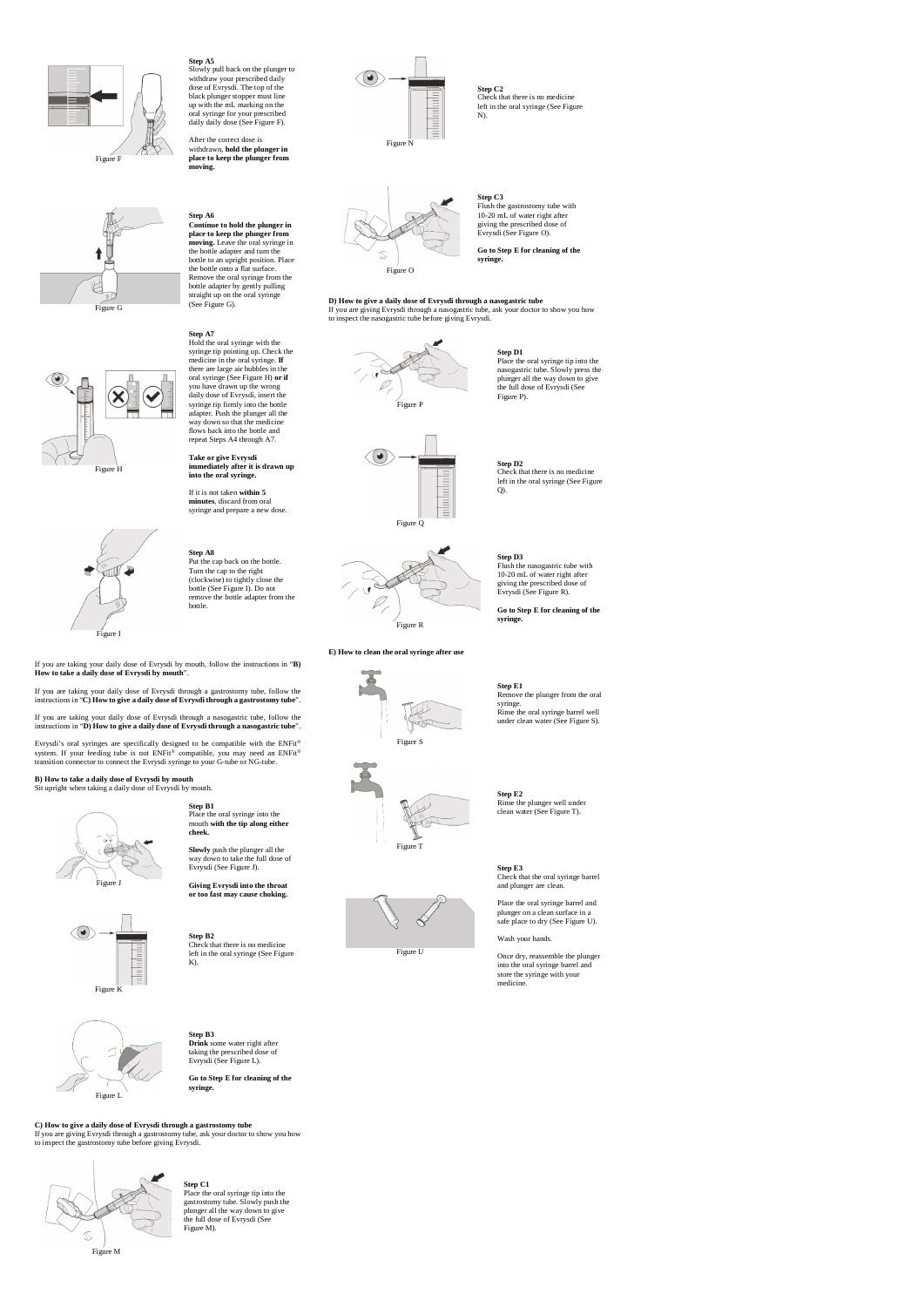Figure F

**Step A5**
Slowly pull back on the plunger to withdraw your prescribed daily dose of Evrysdi. The top of the black plunger stopper must line up with the mL marking on the oral syringe for your prescribed daily daily dose (See Figure F).

After the correct dose is withdrawn, **hold the plunger in place to keep the plunger from moving.**

Figure G

**Step A6**
**Continue to hold the plunger in place to keep the plunger from moving.** Leave the oral syringe in the bottle adapter and turn the bottle to an upright position. Place the bottle onto a flat surface. Remove the oral syringe from the bottle adapter by gently pulling straight up on the oral syringe (See Figure G).

Figure H

**Step A7**
Hold the oral syringe with the syringe tip pointing up. Check the medicine in the oral syringe. **If** there are large air bubbles in the oral syringe (See Figure H) **or if** you have drawn up the wrong daily dose of Evrysdi, insert the syringe tip firmly into the bottle adapter. Push the plunger all the way down so that the medicine flows back into the bottle and repeat Steps A4 through A7.

**Take or give Evrysdi immediately after it is drawn up into the oral syringe.**

If it is not taken **within 5 minutes**, discard from oral syringe and prepare a new dose.

Figure I

**Step A8**
Put the cap back on the bottle. Turn the cap to the right (clockwise) to tightly close the bottle (See Figure I). Do not remove the bottle adapter from the bottle.

If you are taking your daily dose of Evrysdi by mouth, follow the instructions in "**B) How to take a daily dose of Evrysdi by mouth**".

If you are taking your daily dose of Evrysdi through a gastrostomy tube, follow the instructions in "**C) How to give a daily dose of Evrysdi through a gastrostomy tube**".

If you are taking your daily dose of Evrysdi through a nasogastric tube, follow the instructions in "**D) How to give a daily dose of Evrysdi through a nasogastric tube**".

Evrysdi's oral syringes are specifically designed to be compatible with the ENFit® system. If your feeding tube is not ENFit® compatible, you may need an ENFit® transition connector to connect the Evrysdi syringe to your G-tube or NG-tube.

**B) How to take a daily dose of Evrysdi by mouth**
Sit upright when taking a daily dose of Evrysdi by mouth.

Figure J

**Step B1**
Place the oral syringe into the mouth **with the tip along either cheek.**

**Slowly** push the plunger all the way down to take the full dose of Evrysdi (See Figure J).

**Giving Evrysdi into the throat or too fast may cause choking.**

Figure K

**Step B2**
Check that there is no medicine left in the oral syringe (See Figure K).

Figure L

**Step B3**
**Drink** some water right after taking the prescribed dose of Evrysdi (See Figure L).

**Go to Step E for cleaning of the syringe.**

**C) How to give a daily dose of Evrysdi through a gastrostomy tube**
If you are giving Evrysdi through a gastrostomy tube, ask your doctor to show you how to inspect the gastrostomy tube before giving Evrysdi.

Figure M

**Step C1**
Place the oral syringe tip into the gastrostomy tube. Slowly push the plunger all the way down to give the full dose of Evrysdi (See Figure M).

Figure N

**Step C2**
Check that there is no medicine left in the oral syringe (See Figure N).

Figure O

**Step C3**
Flush the gastrostomy tube with 10-20 mL of water right after giving the prescribed dose of Evrysdi (See Figure O).

**Go to Step E for cleaning of the syringe.**

**D) How to give a daily dose of Evrysdi through a nasogastric tube**
If you are giving Evrysdi through a nasogastric tube, ask your doctor to show you how to inspect the nasogastric tube before giving Evrysdi.

Figure P

**Step D1**
Place the oral syringe tip into the nasogastric tube. Slowly press the plunger all the way down to give the full dose of Evrysdi (See Figure P).

Figure Q

**Step D2**
Check that there is no medicine left in the oral syringe (See Figure Q).

Figure R

**Step D3**
Flush the nasogastric tube with 10-20 mL of water right after giving the prescribed dose of Evrysdi (See Figure R).

**Go to Step E for cleaning of the syringe.**

**E) How to clean the oral syringe after use**

Figure S

**Step E1**
Remove the plunger from the oral syringe.
Rinse the oral syringe barrel well under clean water (See Figure S).

Figure T

**Step E2**
Rinse the plunger well under clean water (See Figure T).

Figure U

**Step E3**
Check that the oral syringe barrel and plunger are clean.

Place the oral syringe barrel and plunger on a clean surface in a safe place to dry (See Figure U).

Wash your hands.

Once dry, reassemble the plunger into the oral syringe barrel and store the syringe with your medicine.